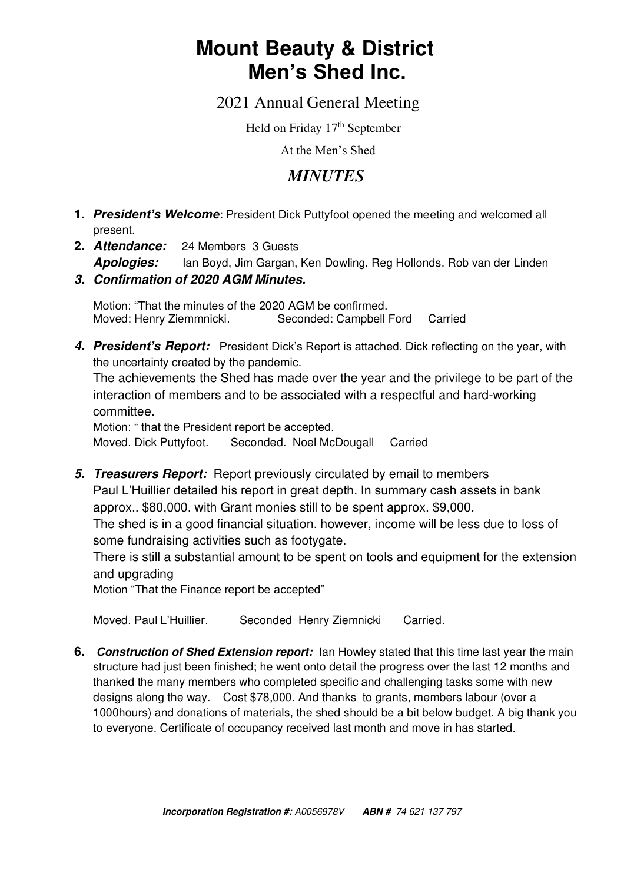# Mount Beauty & District Men's Shed Inc.

## 2021 Annual General Meeting

Held on Friday 17th September

At the Men's Shed

## *MINUTES*

1. ***President's Welcome***: President Dick Puttyfoot opened the meeting and welcomed all present.
2. ***Attendance:*** 24 Members 3 Guests
   ***Apologies:*** Ian Boyd, Jim Gargan, Ken Dowling, Reg Hollonds. Rob van der Linden
3. ***Confirmation of 2020 AGM Minutes.***

   Motion: "That the minutes of the 2020 AGM be confirmed.
   Moved: Henry Ziemmnicki. Seconded: Campbell Ford Carried

4. ***President's Report:*** President Dick's Report is attached. Dick reflecting on the year, with the uncertainty created by the pandemic.
   The achievements the Shed has made over the year and the privilege to be part of the interaction of members and to be associated with a respectful and hard-working committee.
   Motion: " that the President report be accepted.
   Moved. Dick Puttyfoot. Seconded. Noel McDougall Carried

5. ***Treasurers Report:*** Report previously circulated by email to members
   Paul L'Huillier detailed his report in great depth. In summary cash assets in bank approx.. $80,000. with Grant monies still to be spent approx. $9,000.
   The shed is in a good financial situation. however, income will be less due to loss of some fundraising activities such as footygate.
   There is still a substantial amount to be spent on tools and equipment for the extension and upgrading
   Motion "That the Finance report be accepted"

   Moved. Paul L'Huillier. Seconded Henry Ziemnicki Carried.

6. ***Construction of Shed Extension report:*** Ian Howley stated that this time last year the main structure had just been finished; he went onto detail the progress over the last 12 months and thanked the many members who completed specific and challenging tasks some with new designs along the way. Cost $78,000. And thanks to grants, members labour (over a 1000hours) and donations of materials, the shed should be a bit below budget. A big thank you to everyone. Certificate of occupancy received last month and move in has started.

***Incorporation Registration #:*** *A0056978V* ***ABN #*** *74 621 137 797*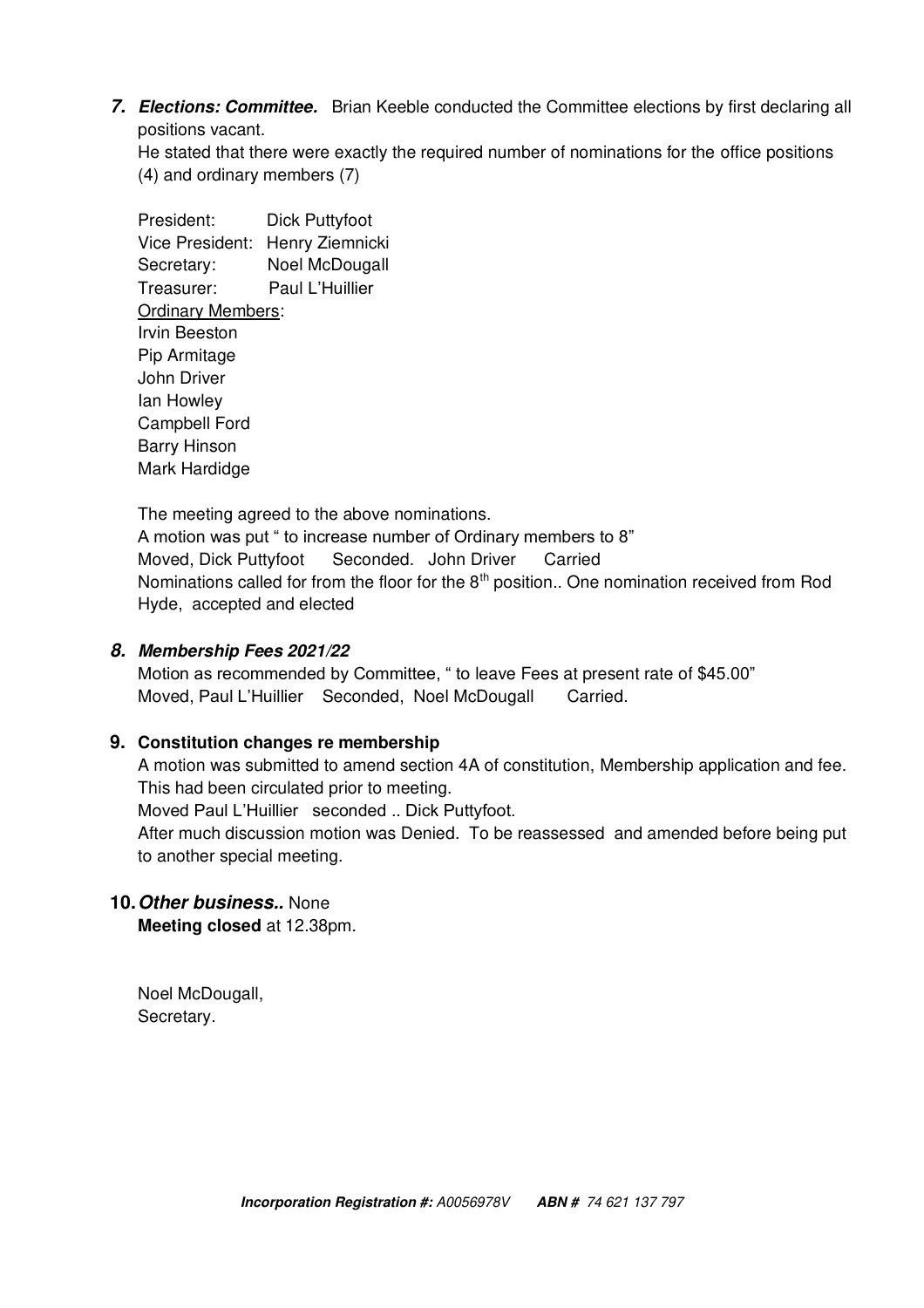7. ***Elections: Committee.*** Brian Keeble conducted the Committee elections by first declaring all positions vacant.

   He stated that there were exactly the required number of nominations for the office positions (4) and ordinary members (7)

   President: Dick Puttyfoot
   Vice President: Henry Ziemnicki
   Secretary: Noel McDougall
   Treasurer: Paul L'Huillier
   <u>Ordinary Members</u>:
   Irvin Beeston
   Pip Armitage
   John Driver
   Ian Howley
   Campbell Ford
   Barry Hinson
   Mark Hardidge

   The meeting agreed to the above nominations.
   A motion was put " to increase number of Ordinary members to 8"
   Moved, Dick Puttyfoot Seconded. John Driver Carried
   Nominations called for from the floor for the 8th position.. One nomination received from Rod Hyde, accepted and elected

8. ***Membership Fees 2021/22***

   Motion as recommended by Committee, " to leave Fees at present rate of $45.00"
   Moved, Paul L'Huillier Seconded, Noel McDougall Carried.

9. **Constitution changes re membership**

   A motion was submitted to amend section 4A of constitution, Membership application and fee. This had been circulated prior to meeting.
   Moved Paul L'Huillier seconded .. Dick Puttyfoot.
   After much discussion motion was Denied. To be reassessed and amended before being put to another special meeting.

10. ***Other business..*** None

    **Meeting closed** at 12.38pm.

Noel McDougall,
Secretary.

***Incorporation Registration #:*** *A0056978V* ***ABN #*** *74 621 137 797*